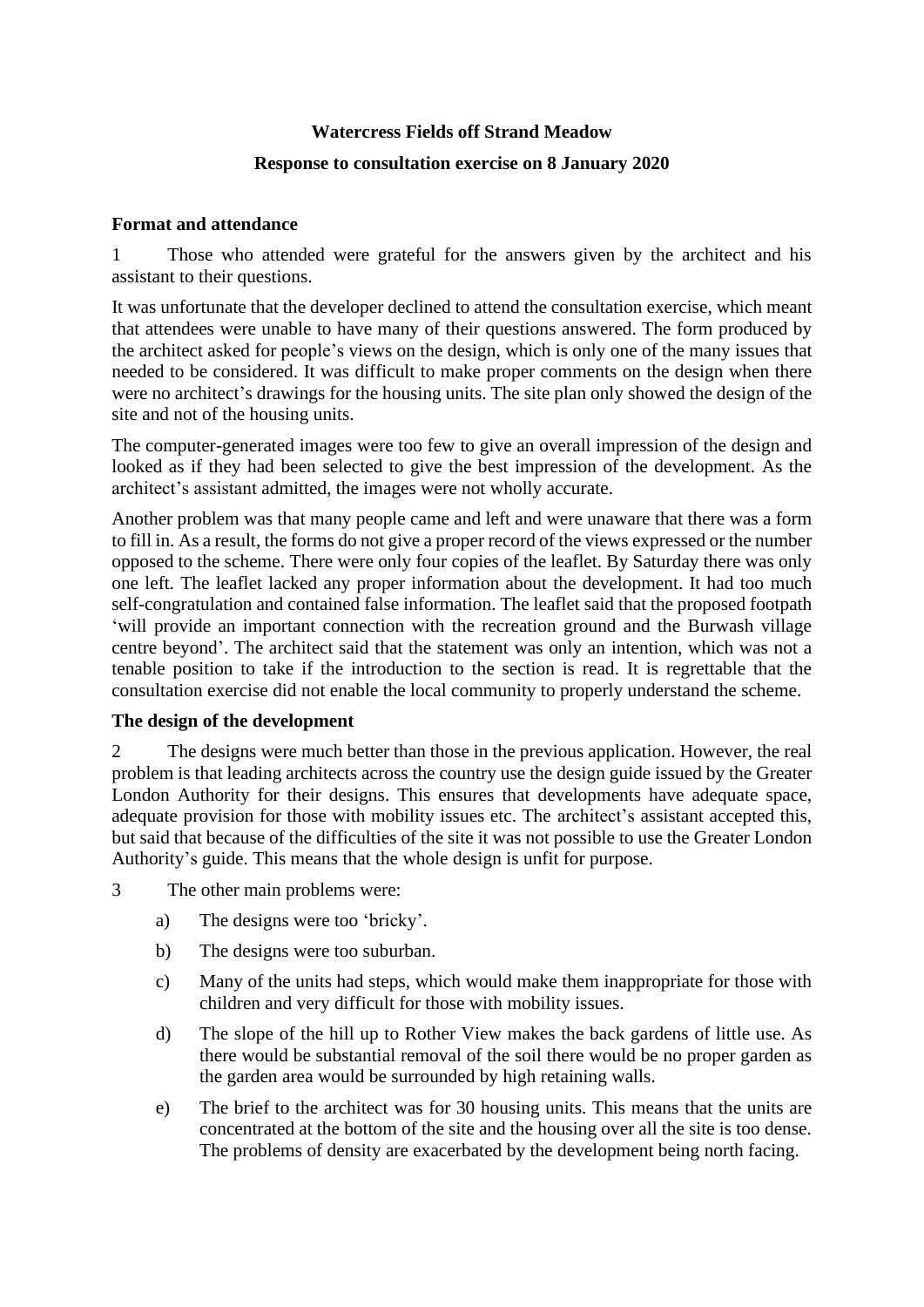**Watercress Fields off Strand Meadow**

**Response to consultation exercise on 8 January 2020**

**Format and attendance**

1 Those who attended were grateful for the answers given by the architect and his assistant to their questions.

It was unfortunate that the developer declined to attend the consultation exercise, which meant that attendees were unable to have many of their questions answered. The form produced by the architect asked for people's views on the design, which is only one of the many issues that needed to be considered. It was difficult to make proper comments on the design when there were no architect's drawings for the housing units. The site plan only showed the design of the site and not of the housing units.

The computer-generated images were too few to give an overall impression of the design and looked as if they had been selected to give the best impression of the development. As the architect's assistant admitted, the images were not wholly accurate.

Another problem was that many people came and left and were unaware that there was a form to fill in. As a result, the forms do not give a proper record of the views expressed or the number opposed to the scheme. There were only four copies of the leaflet. By Saturday there was only one left. The leaflet lacked any proper information about the development. It had too much self-congratulation and contained false information. The leaflet said that the proposed footpath 'will provide an important connection with the recreation ground and the Burwash village centre beyond'. The architect said that the statement was only an intention, which was not a tenable position to take if the introduction to the section is read. It is regrettable that the consultation exercise did not enable the local community to properly understand the scheme.

**The design of the development**

2 The designs were much better than those in the previous application. However, the real problem is that leading architects across the country use the design guide issued by the Greater London Authority for their designs. This ensures that developments have adequate space, adequate provision for those with mobility issues etc. The architect's assistant accepted this, but said that because of the difficulties of the site it was not possible to use the Greater London Authority's guide. This means that the whole design is unfit for purpose.

3 The other main problems were:

a) The designs were too 'bricky'.

b) The designs were too suburban.

c) Many of the units had steps, which would make them inappropriate for those with children and very difficult for those with mobility issues.

d) The slope of the hill up to Rother View makes the back gardens of little use. As there would be substantial removal of the soil there would be no proper garden as the garden area would be surrounded by high retaining walls.

e) The brief to the architect was for 30 housing units. This means that the units are concentrated at the bottom of the site and the housing over all the site is too dense. The problems of density are exacerbated by the development being north facing.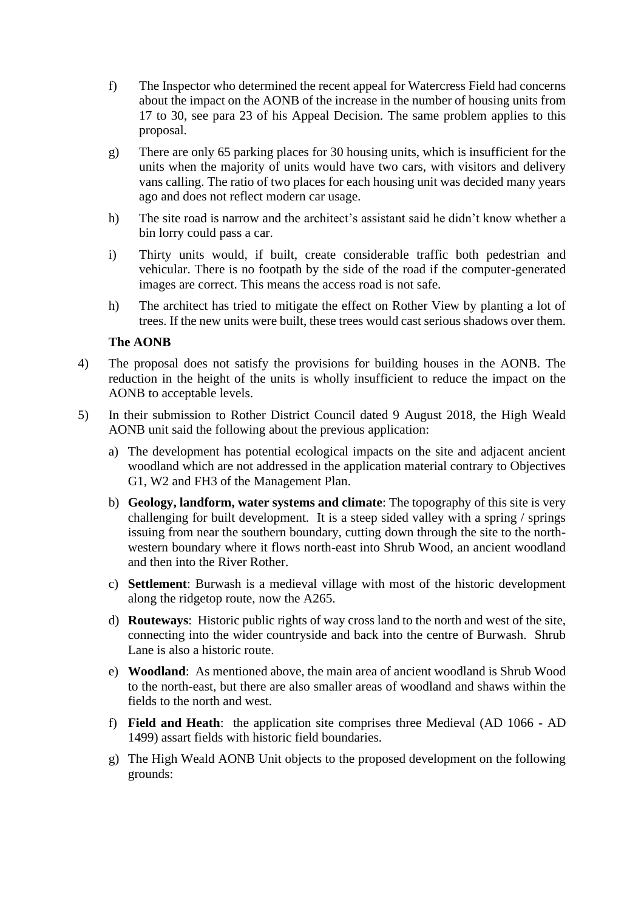f) The Inspector who determined the recent appeal for Watercress Field had concerns about the impact on the AONB of the increase in the number of housing units from 17 to 30, see para 23 of his Appeal Decision. The same problem applies to this proposal.

g) There are only 65 parking places for 30 housing units, which is insufficient for the units when the majority of units would have two cars, with visitors and delivery vans calling. The ratio of two places for each housing unit was decided many years ago and does not reflect modern car usage.

h) The site road is narrow and the architect's assistant said he didn't know whether a bin lorry could pass a car.

i) Thirty units would, if built, create considerable traffic both pedestrian and vehicular. There is no footpath by the side of the road if the computer-generated images are correct. This means the access road is not safe.

h) The architect has tried to mitigate the effect on Rother View by planting a lot of trees. If the new units were built, these trees would cast serious shadows over them.

**The AONB**

4) The proposal does not satisfy the provisions for building houses in the AONB. The reduction in the height of the units is wholly insufficient to reduce the impact on the AONB to acceptable levels.

5) In their submission to Rother District Council dated 9 August 2018, the High Weald AONB unit said the following about the previous application:

   a) The development has potential ecological impacts on the site and adjacent ancient woodland which are not addressed in the application material contrary to Objectives G1, W2 and FH3 of the Management Plan.

   b) **Geology, landform, water systems and climate**: The topography of this site is very challenging for built development. It is a steep sided valley with a spring / springs issuing from near the southern boundary, cutting down through the site to the north-western boundary where it flows north-east into Shrub Wood, an ancient woodland and then into the River Rother.

   c) **Settlement**: Burwash is a medieval village with most of the historic development along the ridgetop route, now the A265.

   d) **Routeways**: Historic public rights of way cross land to the north and west of the site, connecting into the wider countryside and back into the centre of Burwash. Shrub Lane is also a historic route.

   e) **Woodland**: As mentioned above, the main area of ancient woodland is Shrub Wood to the north-east, but there are also smaller areas of woodland and shaws within the fields to the north and west.

   f) **Field and Heath**: the application site comprises three Medieval (AD 1066 - AD 1499) assart fields with historic field boundaries.

   g) The High Weald AONB Unit objects to the proposed development on the following grounds: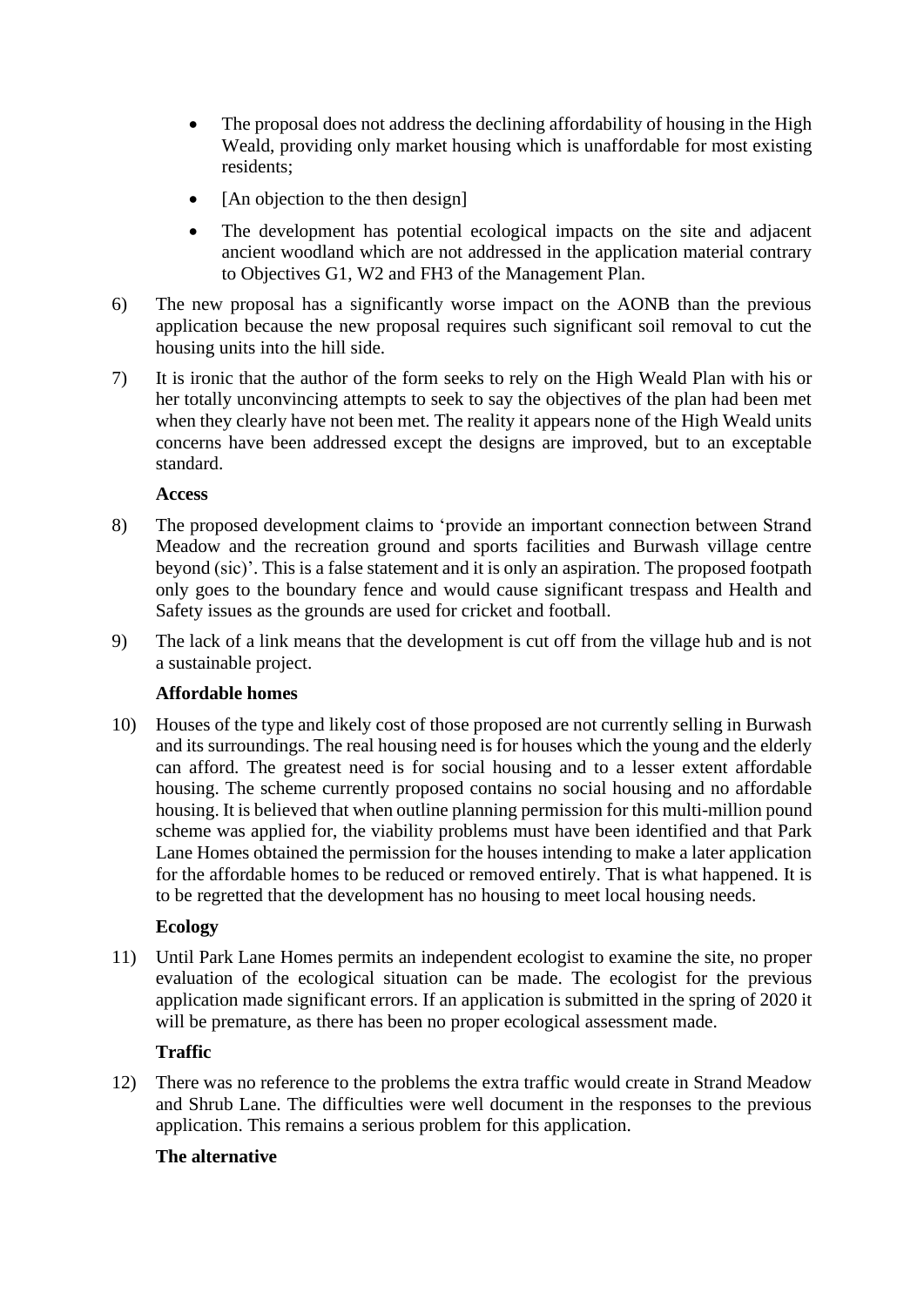- The proposal does not address the declining affordability of housing in the High Weald, providing only market housing which is unaffordable for most existing residents;
- [An objection to the then design]
- The development has potential ecological impacts on the site and adjacent ancient woodland which are not addressed in the application material contrary to Objectives G1, W2 and FH3 of the Management Plan.

6) The new proposal has a significantly worse impact on the AONB than the previous application because the new proposal requires such significant soil removal to cut the housing units into the hill side.

7) It is ironic that the author of the form seeks to rely on the High Weald Plan with his or her totally unconvincing attempts to seek to say the objectives of the plan had been met when they clearly have not been met. The reality it appears none of the High Weald units concerns have been addressed except the designs are improved, but to an exceptable standard.

**Access**

8) The proposed development claims to 'provide an important connection between Strand Meadow and the recreation ground and sports facilities and Burwash village centre beyond (sic)'. This is a false statement and it is only an aspiration. The proposed footpath only goes to the boundary fence and would cause significant trespass and Health and Safety issues as the grounds are used for cricket and football.

9) The lack of a link means that the development is cut off from the village hub and is not a sustainable project.

**Affordable homes**

10) Houses of the type and likely cost of those proposed are not currently selling in Burwash and its surroundings. The real housing need is for houses which the young and the elderly can afford. The greatest need is for social housing and to a lesser extent affordable housing. The scheme currently proposed contains no social housing and no affordable housing. It is believed that when outline planning permission for this multi-million pound scheme was applied for, the viability problems must have been identified and that Park Lane Homes obtained the permission for the houses intending to make a later application for the affordable homes to be reduced or removed entirely. That is what happened. It is to be regretted that the development has no housing to meet local housing needs.

**Ecology**

11) Until Park Lane Homes permits an independent ecologist to examine the site, no proper evaluation of the ecological situation can be made. The ecologist for the previous application made significant errors. If an application is submitted in the spring of 2020 it will be premature, as there has been no proper ecological assessment made.

**Traffic**

12) There was no reference to the problems the extra traffic would create in Strand Meadow and Shrub Lane. The difficulties were well document in the responses to the previous application. This remains a serious problem for this application.

**The alternative**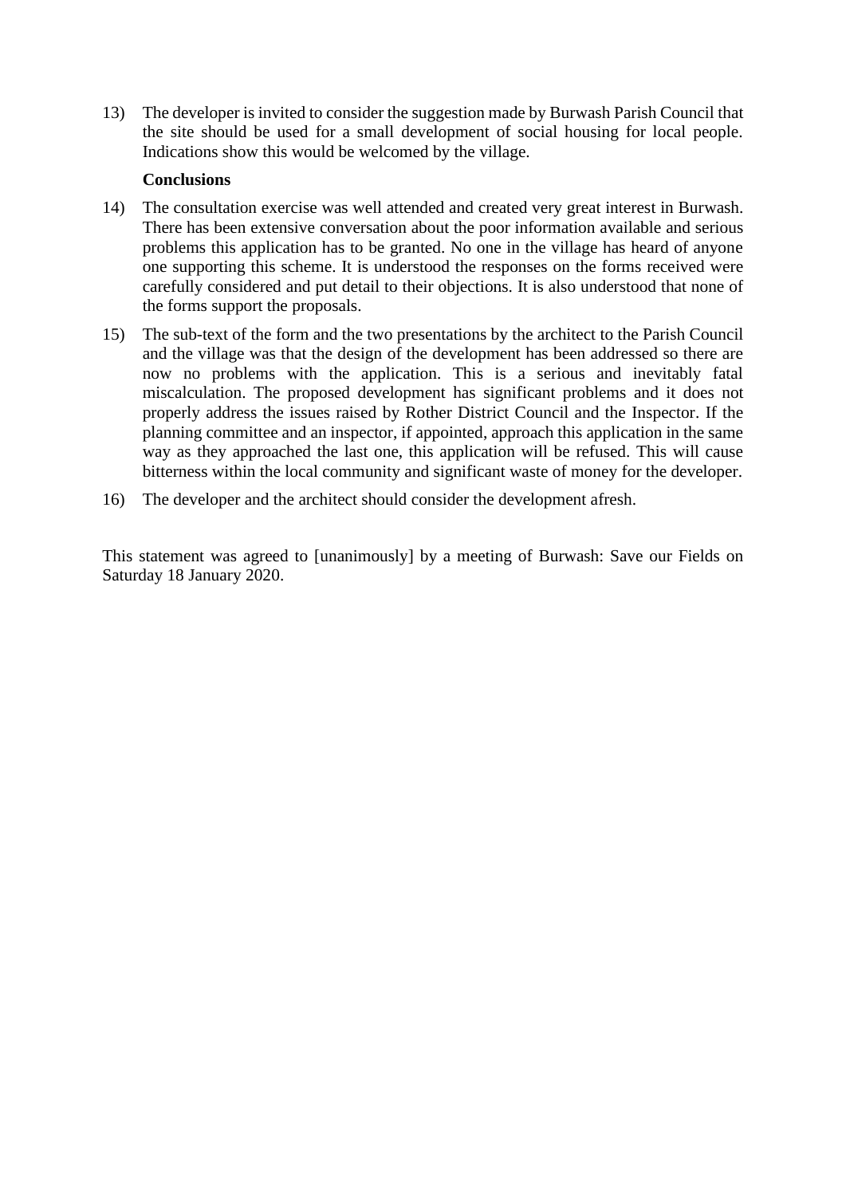13) The developer is invited to consider the suggestion made by Burwash Parish Council that the site should be used for a small development of social housing for local people. Indications show this would be welcomed by the village.

**Conclusions**

14) The consultation exercise was well attended and created very great interest in Burwash. There has been extensive conversation about the poor information available and serious problems this application has to be granted. No one in the village has heard of anyone one supporting this scheme. It is understood the responses on the forms received were carefully considered and put detail to their objections. It is also understood that none of the forms support the proposals.

15) The sub-text of the form and the two presentations by the architect to the Parish Council and the village was that the design of the development has been addressed so there are now no problems with the application. This is a serious and inevitably fatal miscalculation. The proposed development has significant problems and it does not properly address the issues raised by Rother District Council and the Inspector. If the planning committee and an inspector, if appointed, approach this application in the same way as they approached the last one, this application will be refused. This will cause bitterness within the local community and significant waste of money for the developer.

16) The developer and the architect should consider the development afresh.

This statement was agreed to [unanimously] by a meeting of Burwash: Save our Fields on Saturday 18 January 2020.